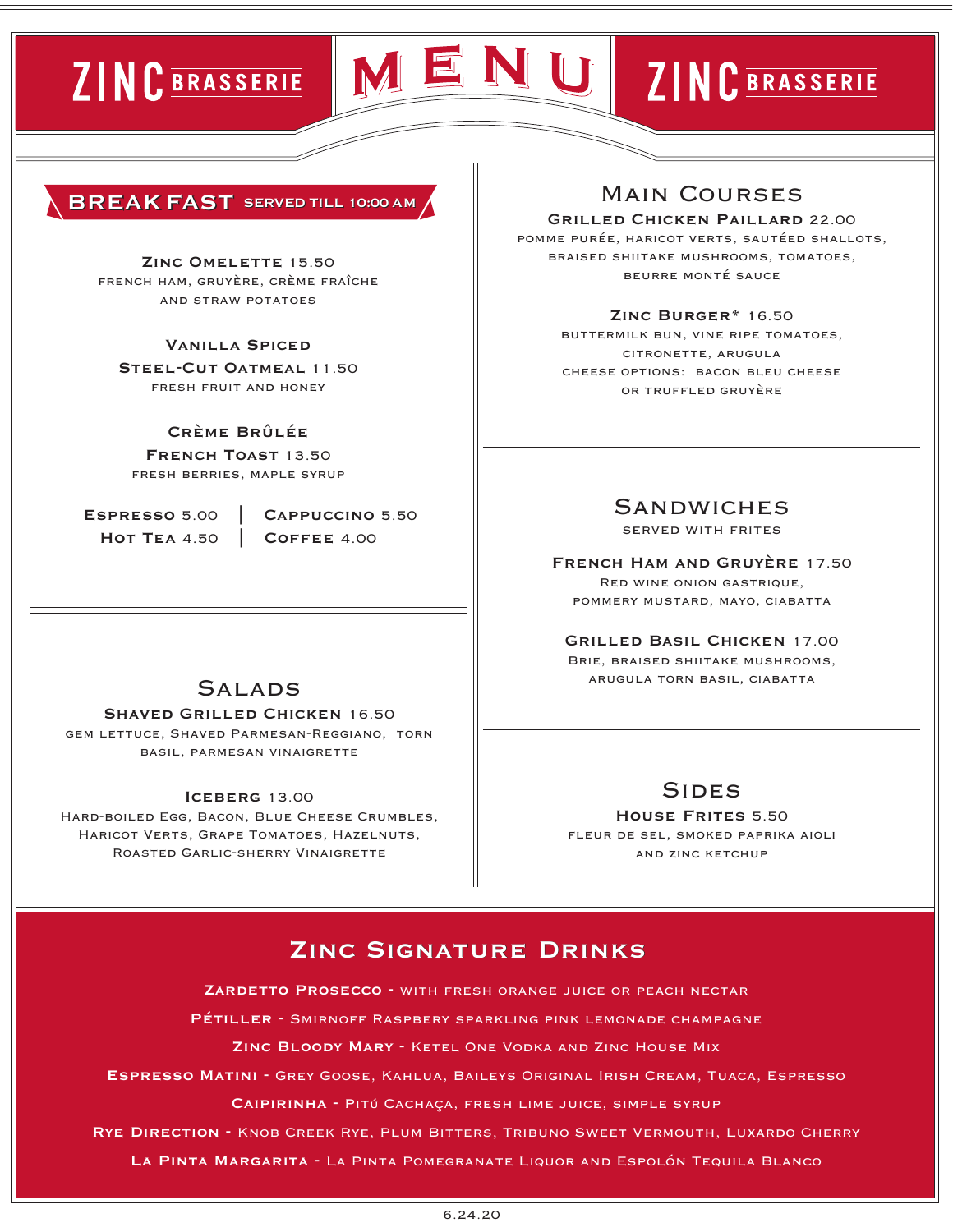# ZINC BRASSERIE — MENU — ZINC BRASSERIE

## BREAKFAST SERVED TILL 10:00 AM

**ZINC OMELETTE** 15.50
French ham, gruyère, crème fraîche and straw potatoes

**VANILLA SPICED STEEL-CUT OATMEAL** 11.50
Fresh fruit and honey

**CRÈME BRÛLÉE FRENCH TOAST** 13.50
Fresh berries, maple syrup

**ESPRESSO** 5.00 | **CAPPUCCINO** 5.50
**HOT TEA** 4.50 | **COFFEE** 4.00

## SALADS

**SHAVED GRILLED CHICKEN** 16.50
Gem lettuce, Shaved Parmesan-Reggiano, torn basil, Parmesan vinaigrette

**ICEBERG** 13.00
Hard-boiled Egg, Bacon, Blue Cheese Crumbles, Haricot Verts, Grape Tomatoes, Hazelnuts, Roasted Garlic-Sherry Vinaigrette

## MAIN COURSES

**GRILLED CHICKEN PAILLARD** 22.00
Pomme purée, haricot verts, sautéed shallots, braised shiitake mushrooms, tomatoes, beurre monté sauce

**ZINC BURGER*** 16.50
Buttermilk bun, vine ripe tomatoes, citronette, arugula
Cheese options: bacon bleu cheese or truffled gruyère

## SANDWICHES

Served with frites

**FRENCH HAM AND GRUYÈRE** 17.50
Red wine onion gastrique, pommery mustard, mayo, ciabatta

**GRILLED BASIL CHICKEN** 17.00
Brie, braised shiitake mushrooms, arugula torn basil, ciabatta

## SIDES

**HOUSE FRITES** 5.50
Fleur de sel, smoked paprika aioli and zinc ketchup

## ZINC SIGNATURE DRINKS

**ZARDETTO PROSECCO** - with fresh orange juice or peach nectar

**PÉTILLER** - Smirnoff Raspbery sparkling pink lemonade champagne

**ZINC BLOODY MARY** - Ketel One Vodka and Zinc House Mix

**ESPRESSO MATINI** - Grey Goose, Kahlua, Baileys Original Irish Cream, Tuaca, Espresso

**CAIPIRINHA** - Pitú Cachaça, fresh lime juice, simple syrup

**RYE DIRECTION** - Knob Creek Rye, Plum Bitters, Tribuno Sweet Vermouth, Luxardo Cherry

**LA PINTA MARGARITA** - La Pinta Pomegranate Liquor and Espolón Tequila Blanco

6.24.20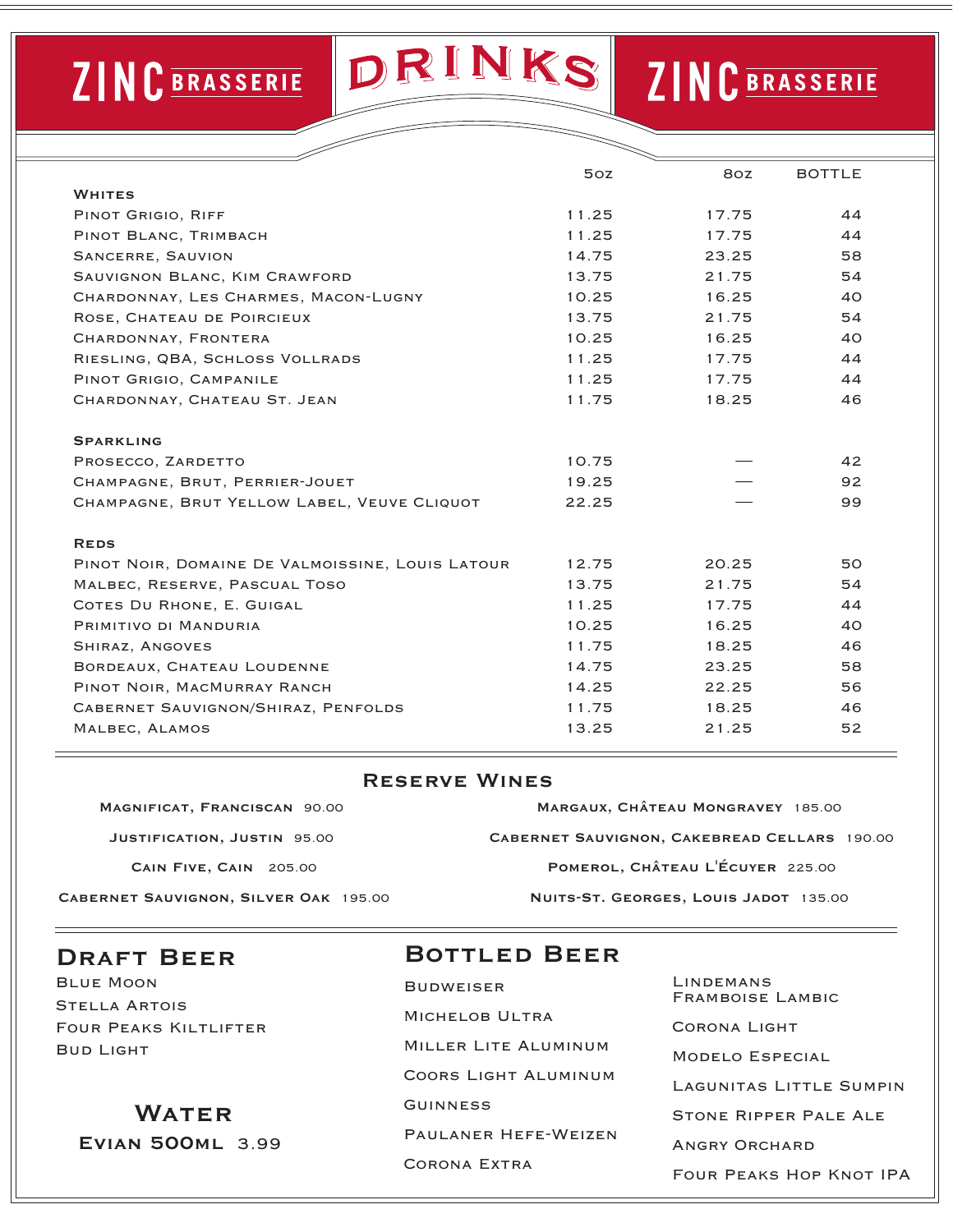# ZINC BRASSERIE — DRINKS — ZINC BRASSERIE

| | 5oz | 8oz | BOTTLE |
|---|---|---|---|
| **Whites** | | | |
| Pinot Grigio, Riff | 11.25 | 17.75 | 44 |
| Pinot Blanc, Trimbach | 11.25 | 17.75 | 44 |
| Sancerre, Sauvion | 14.75 | 23.25 | 58 |
| Sauvignon Blanc, Kim Crawford | 13.75 | 21.75 | 54 |
| Chardonnay, Les Charmes, Macon-Lugny | 10.25 | 16.25 | 40 |
| Rose, Chateau de Poircieux | 13.75 | 21.75 | 54 |
| Chardonnay, Frontera | 10.25 | 16.25 | 40 |
| Riesling, QBA, Schloss Vollrads | 11.25 | 17.75 | 44 |
| Pinot Grigio, Campanile | 11.25 | 17.75 | 44 |
| Chardonnay, Chateau St. Jean | 11.75 | 18.25 | 46 |
| **Sparkling** | | | |
| Prosecco, Zardetto | 10.75 | — | 42 |
| Champagne, Brut, Perrier-Jouet | 19.25 | — | 92 |
| Champagne, Brut Yellow Label, Veuve Cliquot | 22.25 | — | 99 |
| **Reds** | | | |
| Pinot Noir, Domaine De Valmoissine, Louis Latour | 12.75 | 20.25 | 50 |
| Malbec, Reserve, Pascual Toso | 13.75 | 21.75 | 54 |
| Cotes Du Rhone, E. Guigal | 11.25 | 17.75 | 44 |
| Primitivo di Manduria | 10.25 | 16.25 | 40 |
| Shiraz, Angoves | 11.75 | 18.25 | 46 |
| Bordeaux, Chateau Loudenne | 14.75 | 23.25 | 58 |
| Pinot Noir, MacMurray Ranch | 14.25 | 22.25 | 56 |
| Cabernet Sauvignon/Shiraz, Penfolds | 11.75 | 18.25 | 46 |
| Malbec, Alamos | 13.25 | 21.25 | 52 |

## Reserve Wines

**Magnificat, Franciscan** 90.00

**Justification, Justin** 95.00

**Cain Five, Cain** 205.00

**Cabernet Sauvignon, Silver Oak** 195.00

**Margaux, Château Mongravey** 185.00

**Cabernet Sauvignon, Cakebread Cellars** 190.00

**Pomerol, Château L'Écuyer** 225.00

**Nuits-St. Georges, Louis Jadot** 135.00

## Draft Beer

Blue Moon

Stella Artois

Four Peaks Kiltlifter

Bud Light

## Water

**Evian 500ml** 3.99

## Bottled Beer

Budweiser

Michelob Ultra

Miller Lite Aluminum

Coors Light Aluminum

Guinness

Paulaner Hefe-Weizen

Corona Extra

Lindemans Framboise Lambic

Corona Light

Modelo Especial

Lagunitas Little Sumpin

Stone Ripper Pale Ale

Angry Orchard

Four Peaks Hop Knot IPA